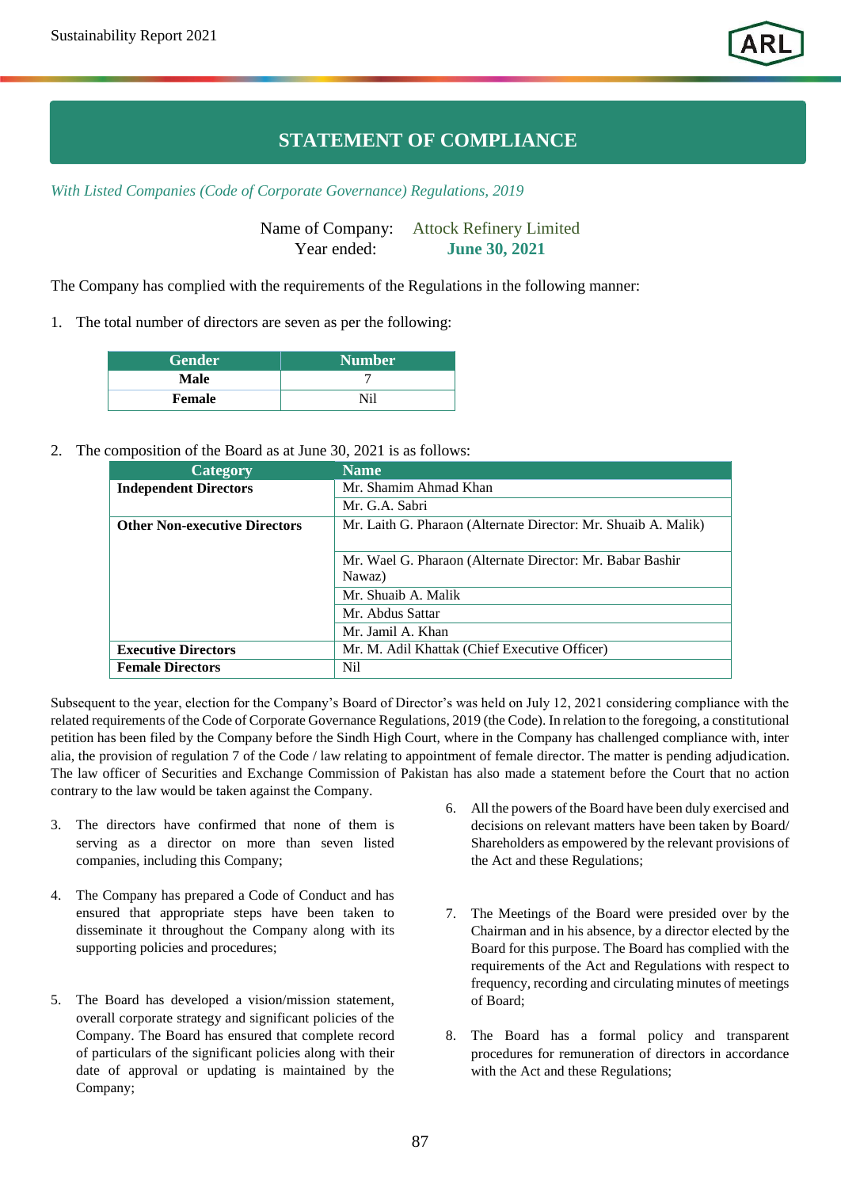# STATEMENT OF COMPLIANCE

*With Listed Companies (Code of Corporate Governance) Regulations, 2019*

Name of Company: Attock Refinery Limited
Year ended: **June 30, 2021**

The Company has complied with the requirements of the Regulations in the following manner:

1. The total number of directors are seven as per the following:

| Gender | Number |
|---|---|
| **Male** | 7 |
| **Female** | Nil |

2. The composition of the Board as at June 30, 2021 is as follows:

| Category | Name |
|---|---|
| **Independent Directors** | Mr. Shamim Ahmad Khan |
| | Mr. G.A. Sabri |
| **Other Non-executive Directors** | Mr. Laith G. Pharaon (Alternate Director: Mr. Shuaib A. Malik) |
| | Mr. Wael G. Pharaon (Alternate Director: Mr. Babar Bashir Nawaz) |
| | Mr. Shuaib A. Malik |
| | Mr. Abdus Sattar |
| | Mr. Jamil A. Khan |
| **Executive Directors** | Mr. M. Adil Khattak (Chief Executive Officer) |
| **Female Directors** | Nil |

Subsequent to the year, election for the Company's Board of Director's was held on July 12, 2021 considering compliance with the related requirements of the Code of Corporate Governance Regulations, 2019 (the Code). In relation to the foregoing, a constitutional petition has been filed by the Company before the Sindh High Court, where in the Company has challenged compliance with, inter alia, the provision of regulation 7 of the Code / law relating to appointment of female director. The matter is pending adjudication. The law officer of Securities and Exchange Commission of Pakistan has also made a statement before the Court that no action contrary to the law would be taken against the Company.

3. The directors have confirmed that none of them is serving as a director on more than seven listed companies, including this Company;

4. The Company has prepared a Code of Conduct and has ensured that appropriate steps have been taken to disseminate it throughout the Company along with its supporting policies and procedures;

5. The Board has developed a vision/mission statement, overall corporate strategy and significant policies of the Company. The Board has ensured that complete record of particulars of the significant policies along with their date of approval or updating is maintained by the Company;

6. All the powers of the Board have been duly exercised and decisions on relevant matters have been taken by Board/ Shareholders as empowered by the relevant provisions of the Act and these Regulations;

7. The Meetings of the Board were presided over by the Chairman and in his absence, by a director elected by the Board for this purpose. The Board has complied with the requirements of the Act and Regulations with respect to frequency, recording and circulating minutes of meetings of Board;

8. The Board has a formal policy and transparent procedures for remuneration of directors in accordance with the Act and these Regulations;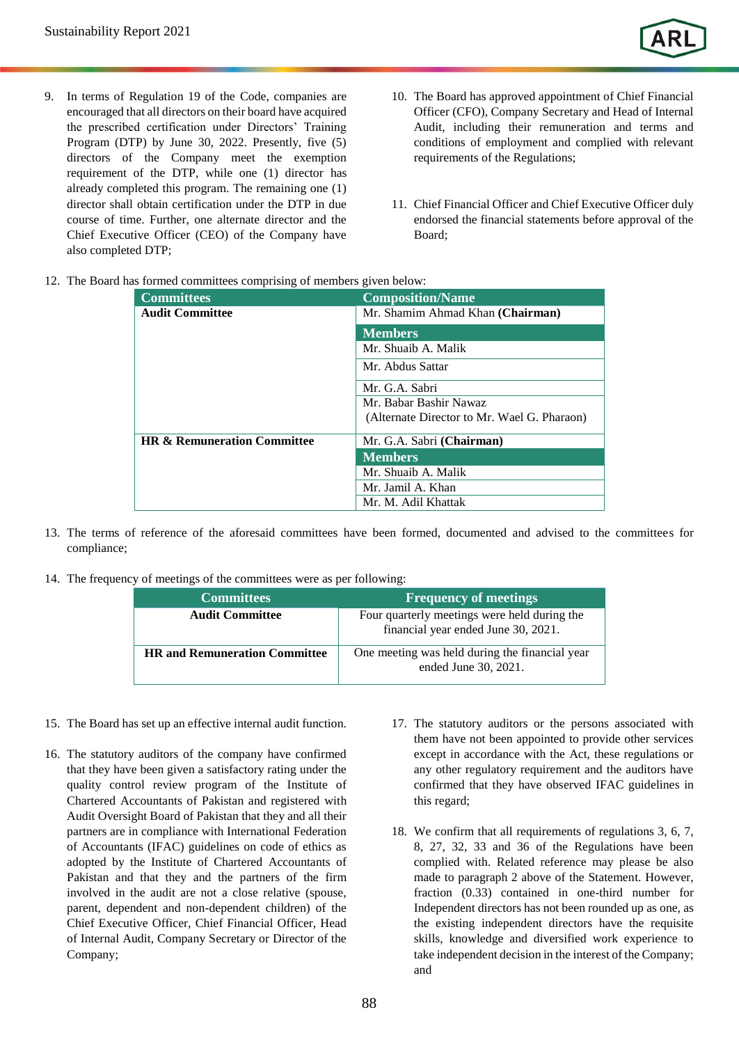9. In terms of Regulation 19 of the Code, companies are encouraged that all directors on their board have acquired the prescribed certification under Directors' Training Program (DTP) by June 30, 2022. Presently, five (5) directors of the Company meet the exemption requirement of the DTP, while one (1) director has already completed this program. The remaining one (1) director shall obtain certification under the DTP in due course of time. Further, one alternate director and the Chief Executive Officer (CEO) of the Company have also completed DTP;

10. The Board has approved appointment of Chief Financial Officer (CFO), Company Secretary and Head of Internal Audit, including their remuneration and terms and conditions of employment and complied with relevant requirements of the Regulations;

11. Chief Financial Officer and Chief Executive Officer duly endorsed the financial statements before approval of the Board;

12. The Board has formed committees comprising of members given below:

| Committees | Composition/Name |
|---|---|
| **Audit Committee** | Mr. Shamim Ahmad Khan **(Chairman)** |
| | **Members** |
| | Mr. Shuaib A. Malik |
| | Mr. Abdus Sattar |
| | Mr. G.A. Sabri |
| | Mr. Babar Bashir Nawaz (Alternate Director to Mr. Wael G. Pharaon) |
| **HR & Remuneration Committee** | Mr. G.A. Sabri **(Chairman)** |
| | **Members** |
| | Mr. Shuaib A. Malik |
| | Mr. Jamil A. Khan |
| | Mr. M. Adil Khattak |

13. The terms of reference of the aforesaid committees have been formed, documented and advised to the committees for compliance;

14. The frequency of meetings of the committees were as per following:

| Committees | Frequency of meetings |
|---|---|
| **Audit Committee** | Four quarterly meetings were held during the financial year ended June 30, 2021. |
| **HR and Remuneration Committee** | One meeting was held during the financial year ended June 30, 2021. |

15. The Board has set up an effective internal audit function.

16. The statutory auditors of the company have confirmed that they have been given a satisfactory rating under the quality control review program of the Institute of Chartered Accountants of Pakistan and registered with Audit Oversight Board of Pakistan that they and all their partners are in compliance with International Federation of Accountants (IFAC) guidelines on code of ethics as adopted by the Institute of Chartered Accountants of Pakistan and that they and the partners of the firm involved in the audit are not a close relative (spouse, parent, dependent and non-dependent children) of the Chief Executive Officer, Chief Financial Officer, Head of Internal Audit, Company Secretary or Director of the Company;

17. The statutory auditors or the persons associated with them have not been appointed to provide other services except in accordance with the Act, these regulations or any other regulatory requirement and the auditors have confirmed that they have observed IFAC guidelines in this regard;

18. We confirm that all requirements of regulations 3, 6, 7, 8, 27, 32, 33 and 36 of the Regulations have been complied with. Related reference may please be also made to paragraph 2 above of the Statement. However, fraction (0.33) contained in one-third number for Independent directors has not been rounded up as one, as the existing independent directors have the requisite skills, knowledge and diversified work experience to take independent decision in the interest of the Company; and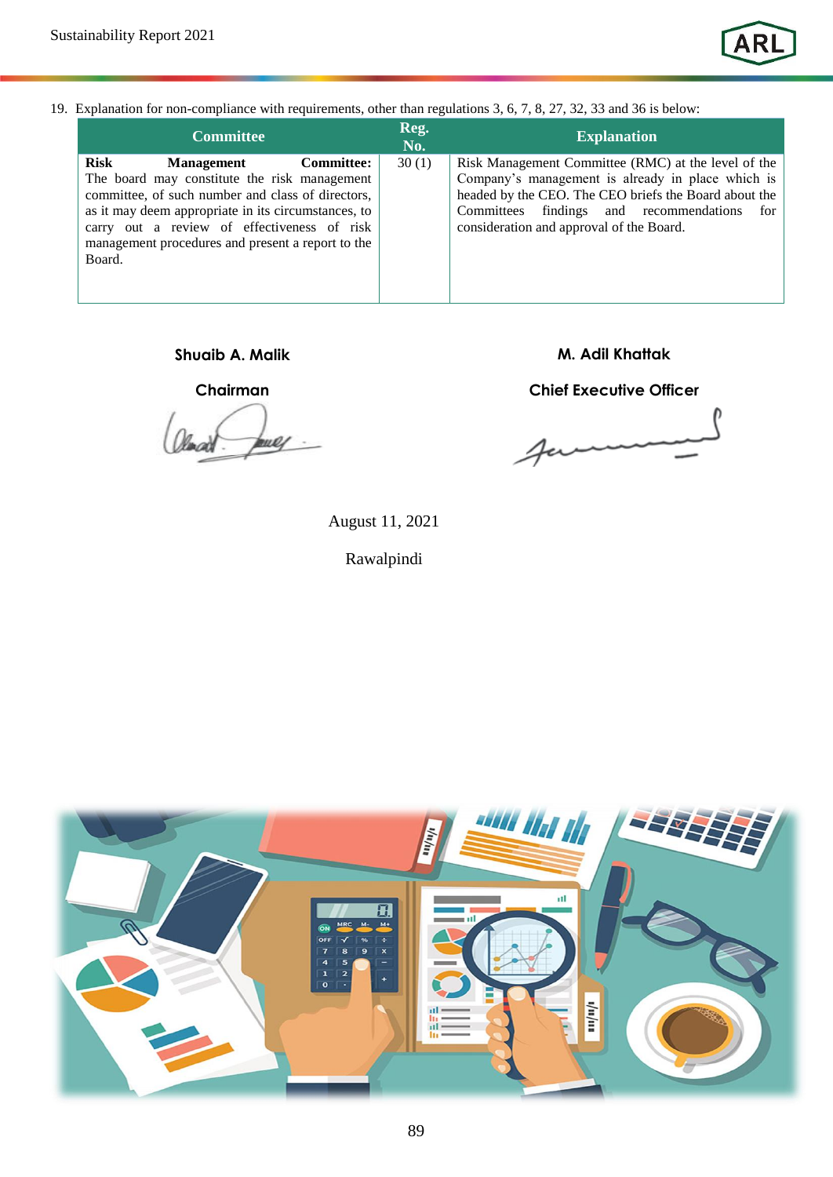19. Explanation for non-compliance with requirements, other than regulations 3, 6, 7, 8, 27, 32, 33 and 36 is below:

| Committee | Reg. No. | Explanation |
|---|---|---|
| **Risk Management Committee:** The board may constitute the risk management committee, of such number and class of directors, as it may deem appropriate in its circumstances, to carry out a review of effectiveness of risk management procedures and present a report to the Board. | 30 (1) | Risk Management Committee (RMC) at the level of the Company's management is already in place which is headed by the CEO. The CEO briefs the Board about the Committees findings and recommendations for consideration and approval of the Board. |

**Shuaib A. Malik**

**Chairman**

**M. Adil Khattak**

**Chief Executive Officer**

August 11, 2021

Rawalpindi